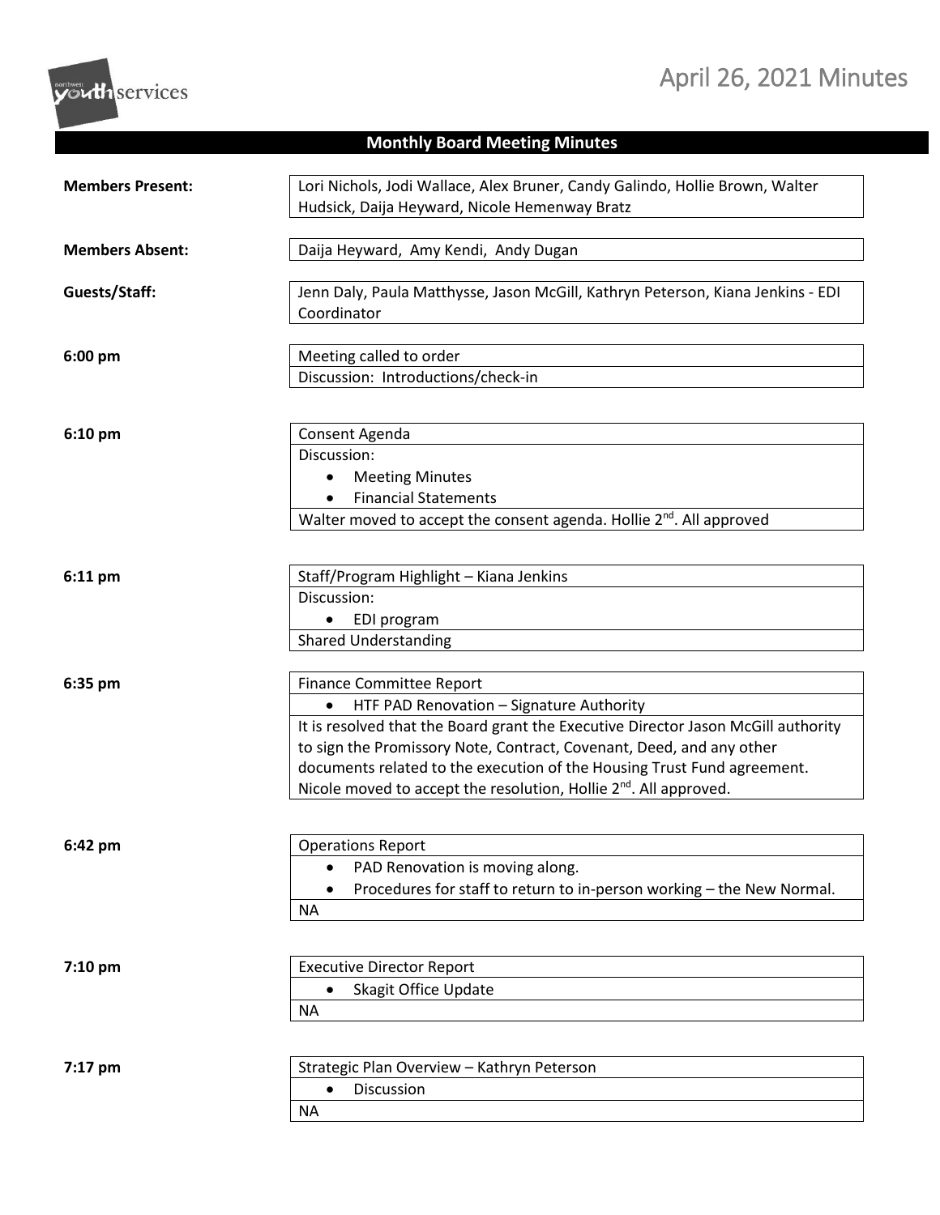# April 26, 2021 Minutes

## Monthly Board Meeting Minutes

**Members Present:** Lori Nichols, Jodi Wallace, Alex Bruner, Candy Galindo, Hollie Brown, Walter Hudsick, Daija Heyward, Nicole Hemenway Bratz

**Members Absent:** Daija Heyward, Amy Kendi, Andy Dugan

**Guests/Staff:** Jenn Daly, Paula Matthysse, Jason McGill, Kathryn Peterson, Kiana Jenkins - EDI Coordinator

**6:00 pm**

Meeting called to order

Discussion: Introductions/check-in

**6:10 pm**

Consent Agenda

Discussion:

- Meeting Minutes
- Financial Statements

Walter moved to accept the consent agenda. Hollie 2nd. All approved

**6:11 pm**

Staff/Program Highlight – Kiana Jenkins

Discussion:

- EDI program

Shared Understanding

**6:35 pm**

Finance Committee Report

- HTF PAD Renovation – Signature Authority

It is resolved that the Board grant the Executive Director Jason McGill authority to sign the Promissory Note, Contract, Covenant, Deed, and any other documents related to the execution of the Housing Trust Fund agreement. Nicole moved to accept the resolution, Hollie 2nd. All approved.

**6:42 pm**

Operations Report

- PAD Renovation is moving along.
- Procedures for staff to return to in-person working – the New Normal.

NA

**7:10 pm**

Executive Director Report

- Skagit Office Update

NA

**7:17 pm**

Strategic Plan Overview – Kathryn Peterson

- Discussion

NA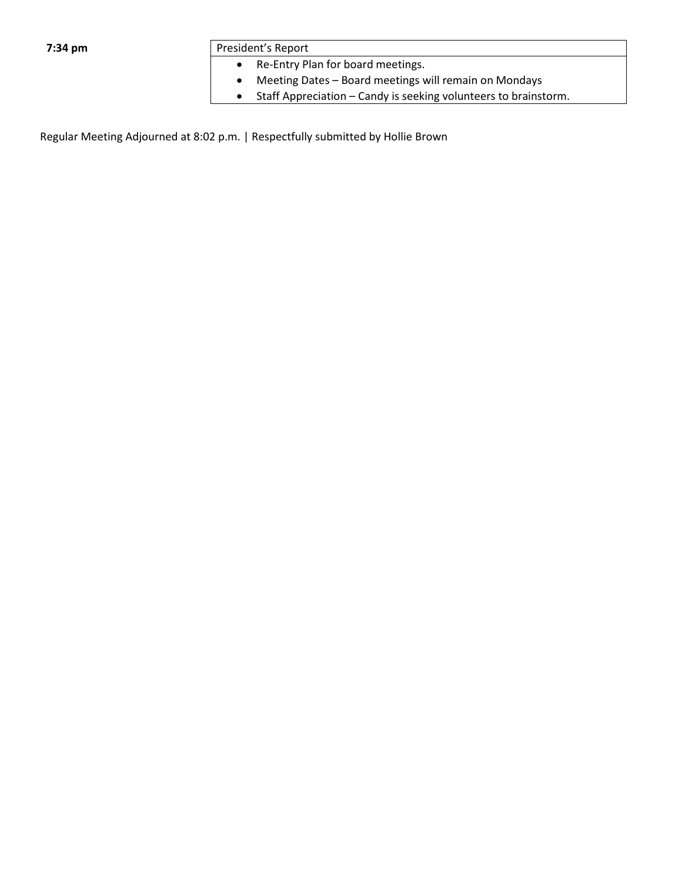| | |
|---|---|
| **7:34 pm** | President's Report<br>• Re-Entry Plan for board meetings.<br>• Meeting Dates – Board meetings will remain on Mondays<br>• Staff Appreciation – Candy is seeking volunteers to brainstorm. |

Regular Meeting Adjourned at 8:02 p.m. | Respectfully submitted by Hollie Brown